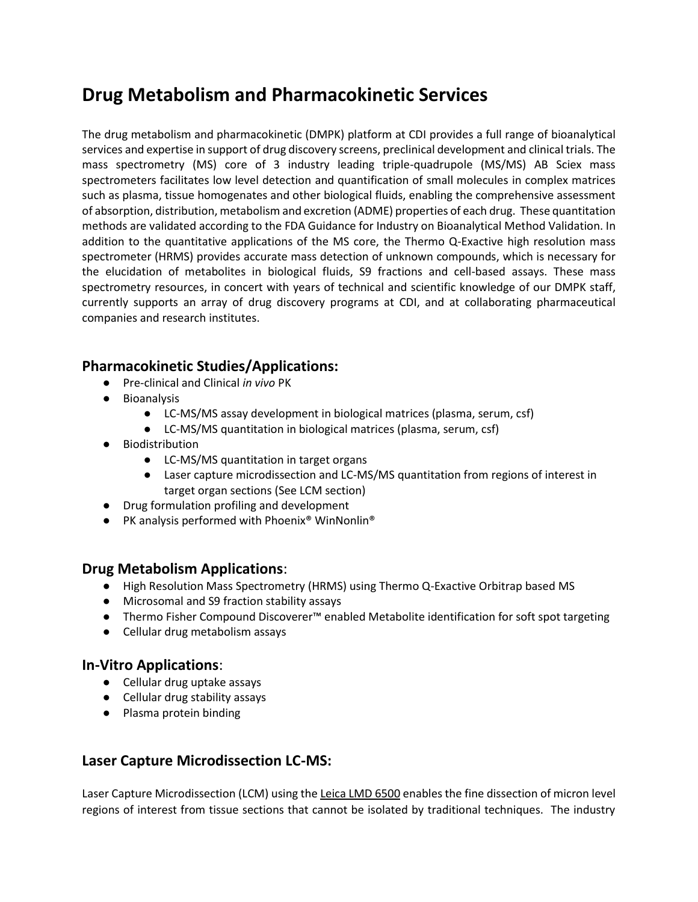# Drug Metabolism and Pharmacokinetic Services

The drug metabolism and pharmacokinetic (DMPK) platform at CDI provides a full range of bioanalytical services and expertise in support of drug discovery screens, preclinical development and clinical trials. The mass spectrometry (MS) core of 3 industry leading triple-quadrupole (MS/MS) AB Sciex mass spectrometers facilitates low level detection and quantification of small molecules in complex matrices such as plasma, tissue homogenates and other biological fluids, enabling the comprehensive assessment of absorption, distribution, metabolism and excretion (ADME) properties of each drug. These quantitation methods are validated according to the FDA Guidance for Industry on Bioanalytical Method Validation. In addition to the quantitative applications of the MS core, the Thermo Q-Exactive high resolution mass spectrometer (HRMS) provides accurate mass detection of unknown compounds, which is necessary for the elucidation of metabolites in biological fluids, S9 fractions and cell-based assays. These mass spectrometry resources, in concert with years of technical and scientific knowledge of our DMPK staff, currently supports an array of drug discovery programs at CDI, and at collaborating pharmaceutical companies and research institutes.

## Pharmacokinetic Studies/Applications:

- Pre-clinical and Clinical *in vivo* PK
- Bioanalysis
    - LC-MS/MS assay development in biological matrices (plasma, serum, csf)
    - LC-MS/MS quantitation in biological matrices (plasma, serum, csf)
- Biodistribution
    - LC-MS/MS quantitation in target organs
    - Laser capture microdissection and LC-MS/MS quantitation from regions of interest in target organ sections (See LCM section)
- Drug formulation profiling and development
- PK analysis performed with Phoenix® WinNonlin®

## Drug Metabolism Applications:

- High Resolution Mass Spectrometry (HRMS) using Thermo Q-Exactive Orbitrap based MS
- Microsomal and S9 fraction stability assays
- Thermo Fisher Compound Discoverer™ enabled Metabolite identification for soft spot targeting
- Cellular drug metabolism assays

## In-Vitro Applications:

- Cellular drug uptake assays
- Cellular drug stability assays
- Plasma protein binding

## Laser Capture Microdissection LC-MS:

Laser Capture Microdissection (LCM) using the Leica LMD 6500 enables the fine dissection of micron level regions of interest from tissue sections that cannot be isolated by traditional techniques. The industry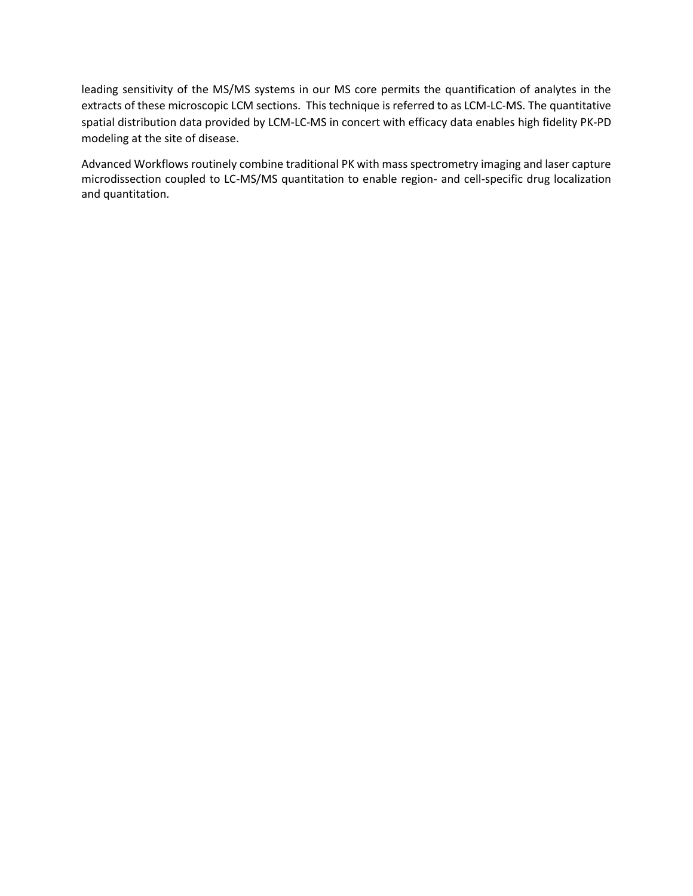leading sensitivity of the MS/MS systems in our MS core permits the quantification of analytes in the extracts of these microscopic LCM sections. This technique is referred to as LCM-LC-MS. The quantitative spatial distribution data provided by LCM-LC-MS in concert with efficacy data enables high fidelity PK-PD modeling at the site of disease.

Advanced Workflows routinely combine traditional PK with mass spectrometry imaging and laser capture microdissection coupled to LC-MS/MS quantitation to enable region- and cell-specific drug localization and quantitation.